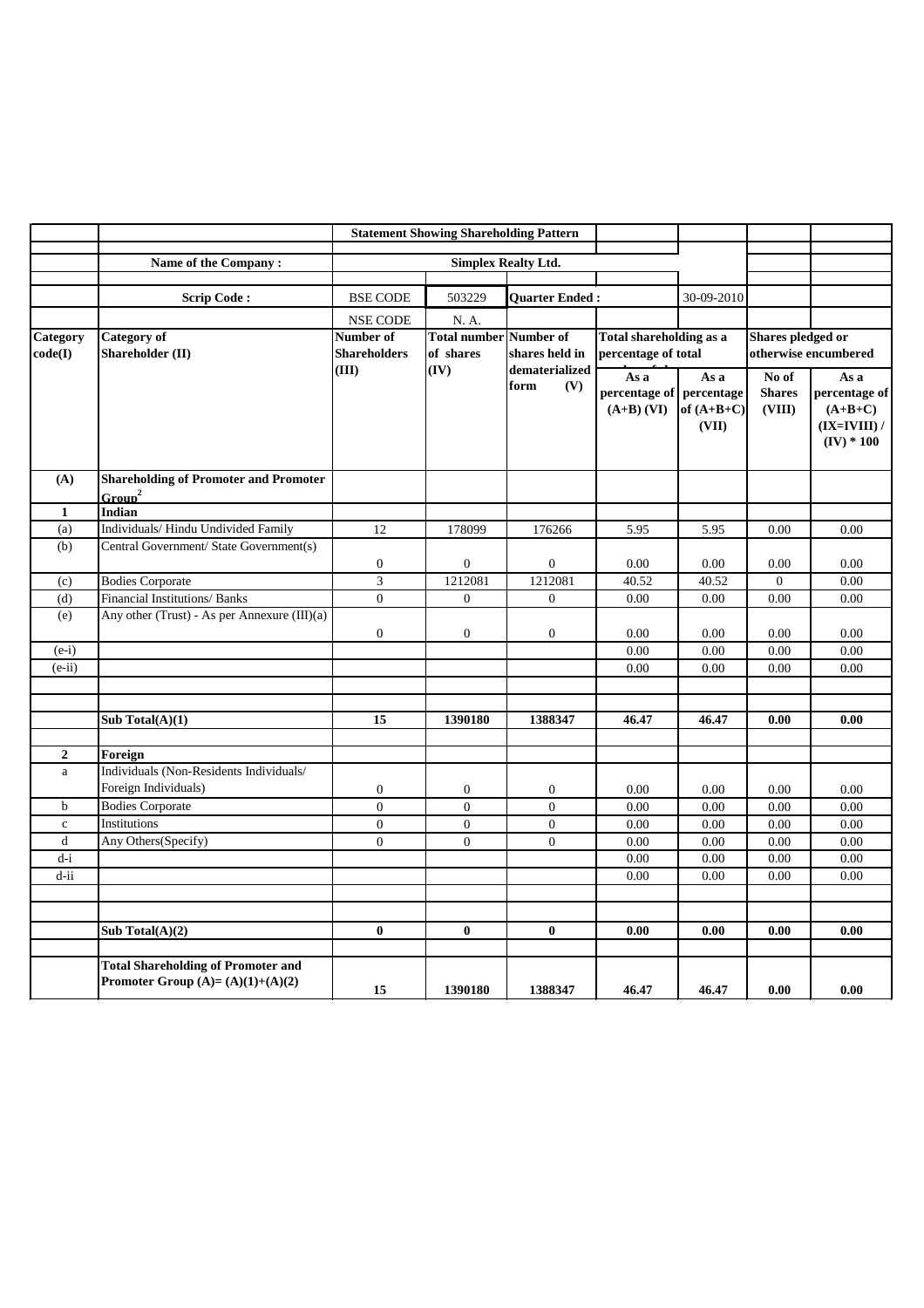| | | Statement Showing Shareholding Pattern | | | | | | |
|---|---|---|---|---|---|---|---|---|
| | Name of the Company : | Simplex Realty Ltd. | | | | | | |
| | Scrip Code : | BSE CODE | 503229 | Quarter Ended : | | 30-09-2010 | | |
| | | NSE CODE | N. A. | | | | | |
| Category code(I) | Category of Shareholder (II) | Number of Shareholders (III) | Total number of shares (IV) | Number of shares held in dematerialized form (V) | Total shareholding as a percentage of total number of shares | | Shares pledged or otherwise encumbered | |
| | | | | | As a percentage of (A+B) (VI) | As a percentage of (A+B+C) (VII) | No of Shares (VIII) | As a percentage of (A+B+C) (IX=IVIII) / (IV) * 100 |
| (A) | Shareholding of Promoter and Promoter Group[2] | | | | | | | |
| 1 | Indian | | | | | | | |
| (a) | Individuals/ Hindu Undivided Family | 12 | 178099 | 176266 | 5.95 | 5.95 | 0.00 | 0.00 |
| (b) | Central Government/ State Government(s) | 0 | 0 | 0 | 0.00 | 0.00 | 0.00 | 0.00 |
| (c) | Bodies Corporate | 3 | 1212081 | 1212081 | 40.52 | 40.52 | 0 | 0.00 |
| (d) | Financial Institutions/ Banks | 0 | 0 | 0 | 0.00 | 0.00 | 0.00 | 0.00 |
| (e) | Any other (Trust) - As per Annexure (III)(a) | 0 | 0 | 0 | 0.00 | 0.00 | 0.00 | 0.00 |
| (e-i) | | | | | 0.00 | 0.00 | 0.00 | 0.00 |
| (e-ii) | | | | | 0.00 | 0.00 | 0.00 | 0.00 |
| | Sub Total(A)(1) | 15 | 1390180 | 1388347 | 46.47 | 46.47 | 0.00 | 0.00 |
| 2 | Foreign | | | | | | | |
| a | Individuals (Non-Residents Individuals/ Foreign Individuals) | 0 | 0 | 0 | 0.00 | 0.00 | 0.00 | 0.00 |
| b | Bodies Corporate | 0 | 0 | 0 | 0.00 | 0.00 | 0.00 | 0.00 |
| c | Institutions | 0 | 0 | 0 | 0.00 | 0.00 | 0.00 | 0.00 |
| d | Any Others(Specify) | 0 | 0 | 0 | 0.00 | 0.00 | 0.00 | 0.00 |
| d-i | | | | | 0.00 | 0.00 | 0.00 | 0.00 |
| d-ii | | | | | 0.00 | 0.00 | 0.00 | 0.00 |
| | Sub Total(A)(2) | 0 | 0 | 0 | 0.00 | 0.00 | 0.00 | 0.00 |
| | Total Shareholding of Promoter and Promoter Group (A)= (A)(1)+(A)(2) | 15 | 1390180 | 1388347 | 46.47 | 46.47 | 0.00 | 0.00 |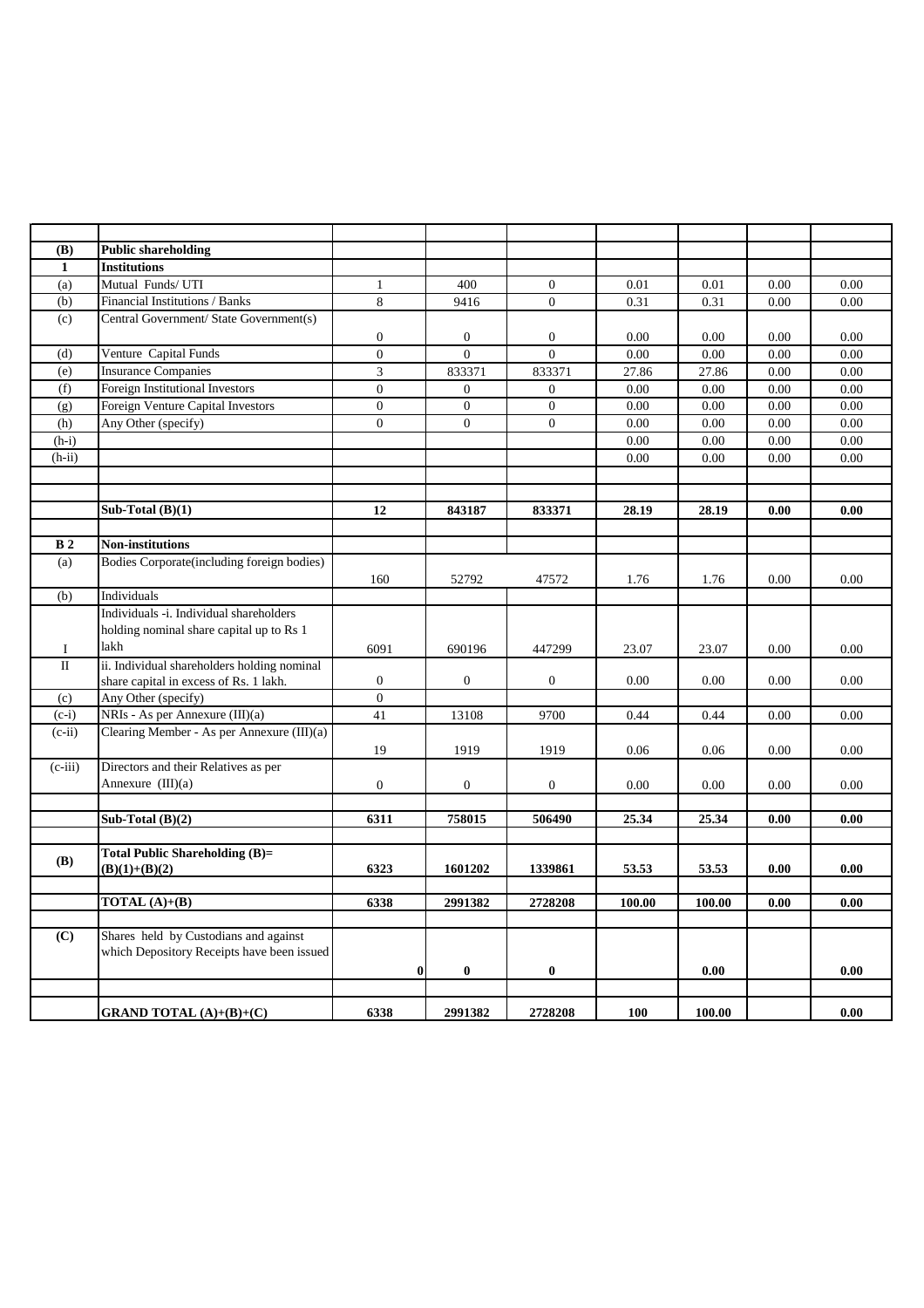| | | | | | | | | |
|---|---|---|---|---|---|---|---|---|
| **(B)** | **Public shareholding** | | | | | | | |
| **1** | **Institutions** | | | | | | | |
| (a) | Mutual Funds/ UTI | 1 | 400 | 0 | 0.01 | 0.01 | 0.00 | 0.00 |
| (b) | Financial Institutions / Banks | 8 | 9416 | 0 | 0.31 | 0.31 | 0.00 | 0.00 |
| (c) | Central Government/ State Government(s) | 0 | 0 | 0 | 0.00 | 0.00 | 0.00 | 0.00 |
| (d) | Venture Capital Funds | 0 | 0 | 0 | 0.00 | 0.00 | 0.00 | 0.00 |
| (e) | Insurance Companies | 3 | 833371 | 833371 | 27.86 | 27.86 | 0.00 | 0.00 |
| (f) | Foreign Institutional Investors | 0 | 0 | 0 | 0.00 | 0.00 | 0.00 | 0.00 |
| (g) | Foreign Venture Capital Investors | 0 | 0 | 0 | 0.00 | 0.00 | 0.00 | 0.00 |
| (h) | Any Other (specify) | 0 | 0 | 0 | 0.00 | 0.00 | 0.00 | 0.00 |
| (h-i) | | | | | 0.00 | 0.00 | 0.00 | 0.00 |
| (h-ii) | | | | | 0.00 | 0.00 | 0.00 | 0.00 |
| | | | | | | | | |
| | | | | | | | | |
| | **Sub-Total (B)(1)** | **12** | **843187** | **833371** | **28.19** | **28.19** | **0.00** | **0.00** |
| | | | | | | | | |
| **B 2** | **Non-institutions** | | | | | | | |
| (a) | Bodies Corporate(including foreign bodies) | 160 | 52792 | 47572 | 1.76 | 1.76 | 0.00 | 0.00 |
| (b) | Individuals | | | | | | | |
| I | Individuals -i. Individual shareholders holding nominal share capital up to Rs 1 lakh | 6091 | 690196 | 447299 | 23.07 | 23.07 | 0.00 | 0.00 |
| II | ii. Individual shareholders holding nominal share capital in excess of Rs. 1 lakh. | 0 | 0 | 0 | 0.00 | 0.00 | 0.00 | 0.00 |
| (c) | Any Other (specify) | 0 | | | | | | |
| (c-i) | NRIs - As per Annexure (III)(a) | 41 | 13108 | 9700 | 0.44 | 0.44 | 0.00 | 0.00 |
| (c-ii) | Clearing Member - As per Annexure (III)(a) | 19 | 1919 | 1919 | 0.06 | 0.06 | 0.00 | 0.00 |
| (c-iii) | Directors and their Relatives as per Annexure (III)(a) | 0 | 0 | 0 | 0.00 | 0.00 | 0.00 | 0.00 |
| | | | | | | | | |
| | **Sub-Total (B)(2)** | **6311** | **758015** | **506490** | **25.34** | **25.34** | **0.00** | **0.00** |
| | | | | | | | | |
| **(B)** | **Total Public Shareholding (B)= (B)(1)+(B)(2)** | **6323** | **1601202** | **1339861** | **53.53** | **53.53** | **0.00** | **0.00** |
| | | | | | | | | |
| | **TOTAL (A)+(B)** | **6338** | **2991382** | **2728208** | **100.00** | **100.00** | **0.00** | **0.00** |
| | | | | | | | | |
| **(C)** | Shares held by Custodians and against which Depository Receipts have been issued | **0** | **0** | **0** | | **0.00** | | **0.00** |
| | | | | | | | | |
| | **GRAND TOTAL (A)+(B)+(C)** | **6338** | **2991382** | **2728208** | **100** | **100.00** | | **0.00** |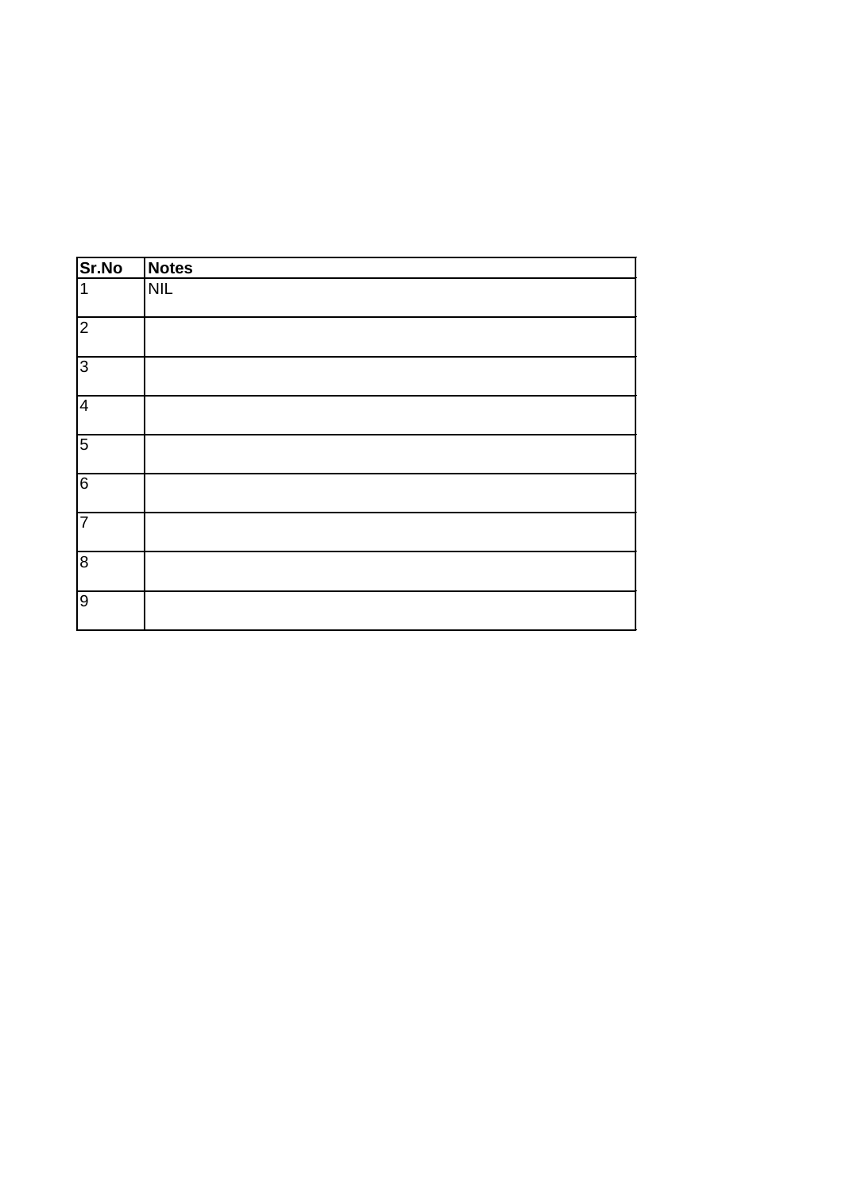| Sr.No | Notes |
|---|---|
| 1 | NIL |
| 2 | |
| 3 | |
| 4 | |
| 5 | |
| 6 | |
| 7 | |
| 8 | |
| 9 | |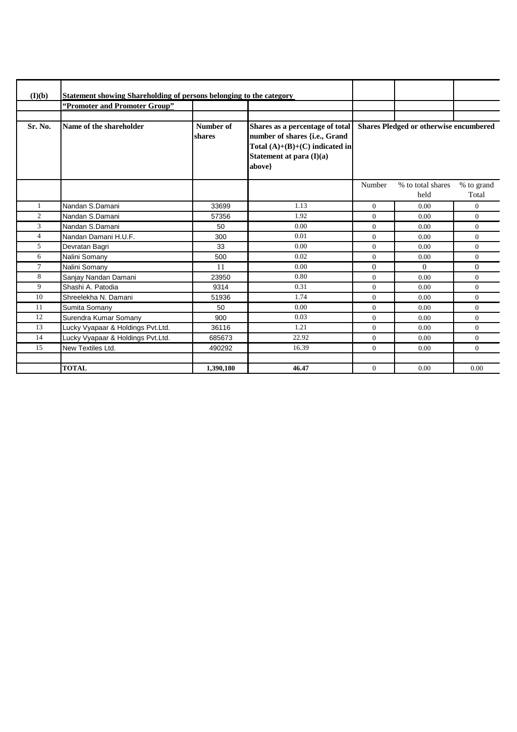**(I)(b)** **Statement showing Shareholding of persons belonging to the category "Promoter and Promoter Group"**

| Sr. No. | Name of the shareholder | Number of shares | Shares as a percentage of total number of shares {i.e., Grand Total (A)+(B)+(C) indicated in Statement at para (I)(a) above} | Shares Pledged or otherwise encumbered | | |
|---|---|---|---|---|---|---|
| | | | | Number | % to total shares held | % to grand Total |
| 1 | Nandan S.Damani | 33699 | 1.13 | 0 | 0.00 | 0 |
| 2 | Nandan S.Damani | 57356 | 1.92 | 0 | 0.00 | 0 |
| 3 | Nandan S.Damani | 50 | 0.00 | 0 | 0.00 | 0 |
| 4 | Nandan Damani H.U.F. | 300 | 0.01 | 0 | 0.00 | 0 |
| 5 | Devratan Bagri | 33 | 0.00 | 0 | 0.00 | 0 |
| 6 | Nalini Somany | 500 | 0.02 | 0 | 0.00 | 0 |
| 7 | Nalini Somany | 11 | 0.00 | 0 | 0 | 0 |
| 8 | Sanjay Nandan Damani | 23950 | 0.80 | 0 | 0.00 | 0 |
| 9 | Shashi A. Patodia | 9314 | 0.31 | 0 | 0.00 | 0 |
| 10 | Shreelekha N. Damani | 51936 | 1.74 | 0 | 0.00 | 0 |
| 11 | Sumita Somany | 50 | 0.00 | 0 | 0.00 | 0 |
| 12 | Surendra Kumar Somany | 900 | 0.03 | 0 | 0.00 | 0 |
| 13 | Lucky Vyapaar & Holdings Pvt.Ltd. | 36116 | 1.21 | 0 | 0.00 | 0 |
| 14 | Lucky Vyapaar & Holdings Pvt.Ltd. | 685673 | 22.92 | 0 | 0.00 | 0 |
| 15 | New Textiles Ltd. | 490292 | 16.39 | 0 | 0.00 | 0 |
| | | | | | | |
| | **TOTAL** | **1,390,180** | **46.47** | 0 | 0.00 | 0.00 |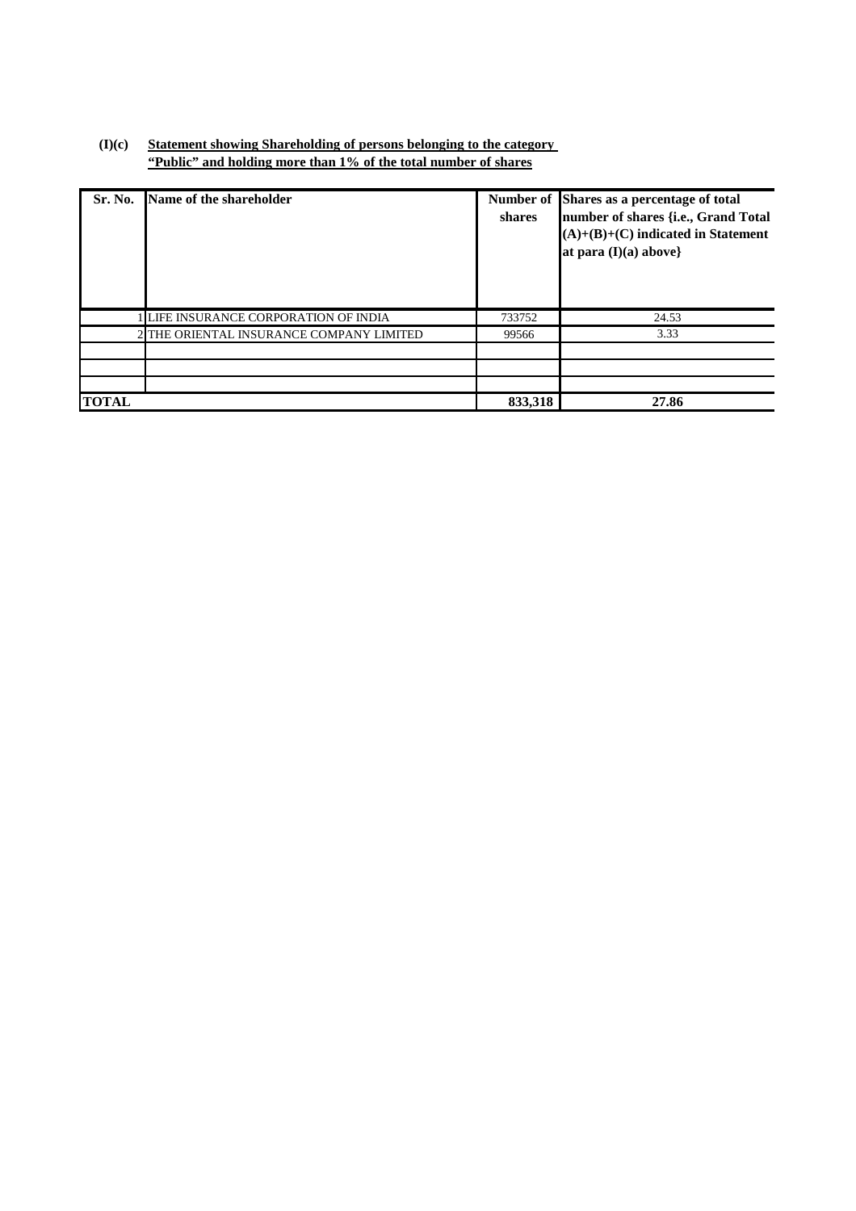**(I)(c)** **Statement showing Shareholding of persons belonging to the category "Public" and holding more than 1% of the total number of shares**

| Sr. No. | Name of the shareholder | Number of shares | Shares as a percentage of total number of shares {i.e., Grand Total (A)+(B)+(C) indicated in Statement at para (I)(a) above} |
|---|---|---|---|
| 1 | LIFE INSURANCE CORPORATION OF INDIA | 733752 | 24.53 |
| 2 | THE ORIENTAL INSURANCE COMPANY LIMITED | 99566 | 3.33 |
| | | | |
| | | | |
| | | | |
| **TOTAL** | | **833,318** | **27.86** |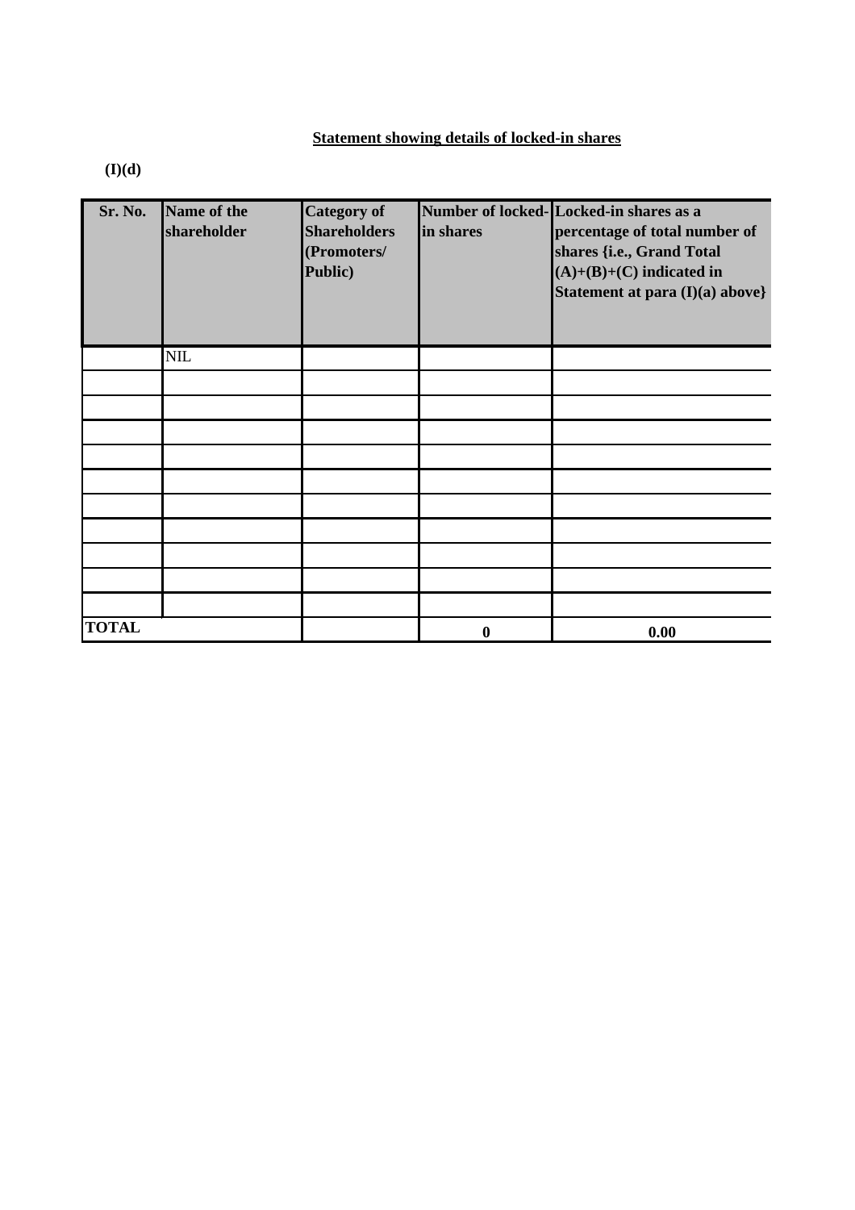**Statement showing details of locked-in shares**

**(I)(d)**

| Sr. No. | Name of the shareholder | Category of Shareholders (Promoters/ Public) | Number of locked-in shares | Locked-in shares as a percentage of total number of shares {i.e., Grand Total (A)+(B)+(C) indicated in Statement at para (I)(a) above} |
|---|---|---|---|---|
| | NIL | | | |
| | | | | |
| | | | | |
| | | | | |
| | | | | |
| | | | | |
| | | | | |
| | | | | |
| | | | | |
| | | | | |
| | | | | |
| **TOTAL** | | | **0** | **0.00** |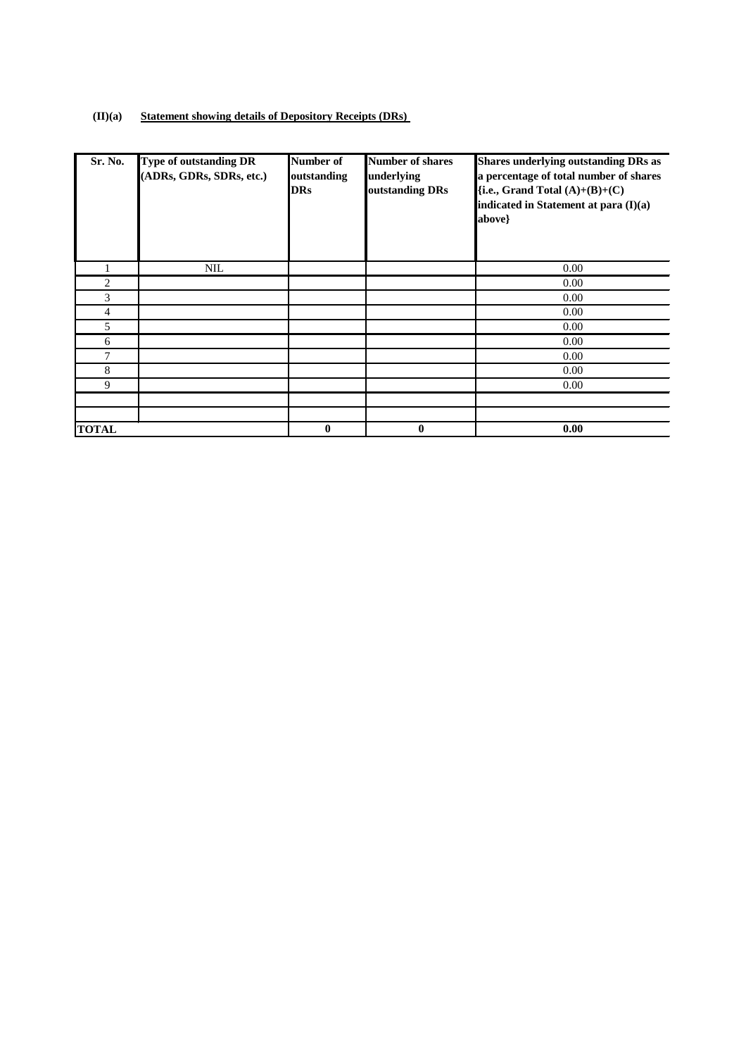**(II)(a) Statement showing details of Depository Receipts (DRs)**

| Sr. No. | Type of outstanding DR (ADRs, GDRs, SDRs, etc.) | Number of outstanding DRs | Number of shares underlying outstanding DRs | Shares underlying outstanding DRs as a percentage of total number of shares {i.e., Grand Total (A)+(B)+(C) indicated in Statement at para (I)(a) above} |
|---|---|---|---|---|
| 1 | NIL | | | 0.00 |
| 2 | | | | 0.00 |
| 3 | | | | 0.00 |
| 4 | | | | 0.00 |
| 5 | | | | 0.00 |
| 6 | | | | 0.00 |
| 7 | | | | 0.00 |
| 8 | | | | 0.00 |
| 9 | | | | 0.00 |
| | | | | |
| | | | | |
| **TOTAL** | | **0** | **0** | **0.00** |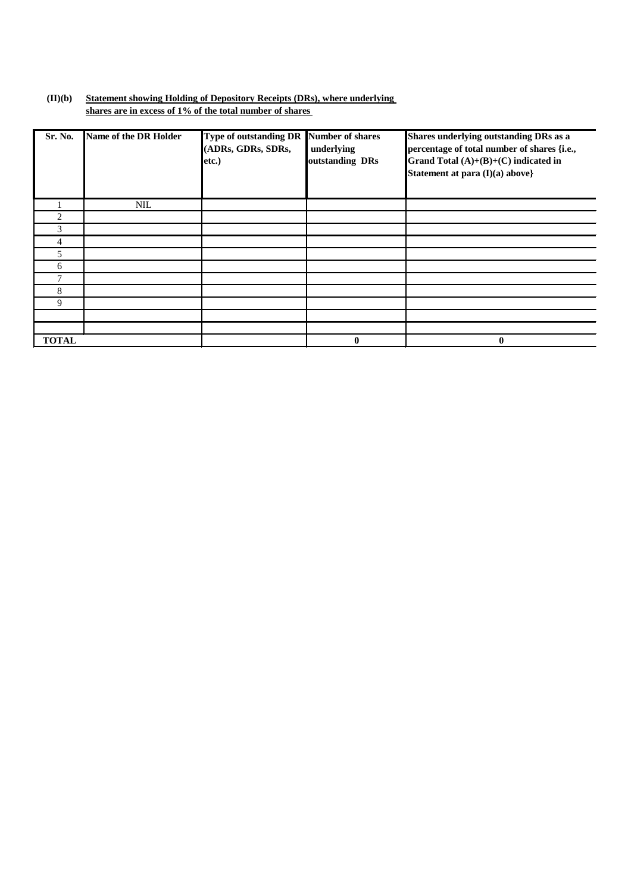**(II)(b) Statement showing Holding of Depository Receipts (DRs), where underlying shares are in excess of 1% of the total number of shares**

| Sr. No. | Name of the DR Holder | Type of outstanding DR (ADRs, GDRs, SDRs, etc.) | Number of shares underlying outstanding DRs | Shares underlying outstanding DRs as a percentage of total number of shares {i.e., Grand Total (A)+(B)+(C) indicated in Statement at para (I)(a) above} |
|---|---|---|---|---|
| 1 | NIL | | | |
| 2 | | | | |
| 3 | | | | |
| 4 | | | | |
| 5 | | | | |
| 6 | | | | |
| 7 | | | | |
| 8 | | | | |
| 9 | | | | |
| | | | | |
| | | | | |
| **TOTAL** | | | **0** | **0** |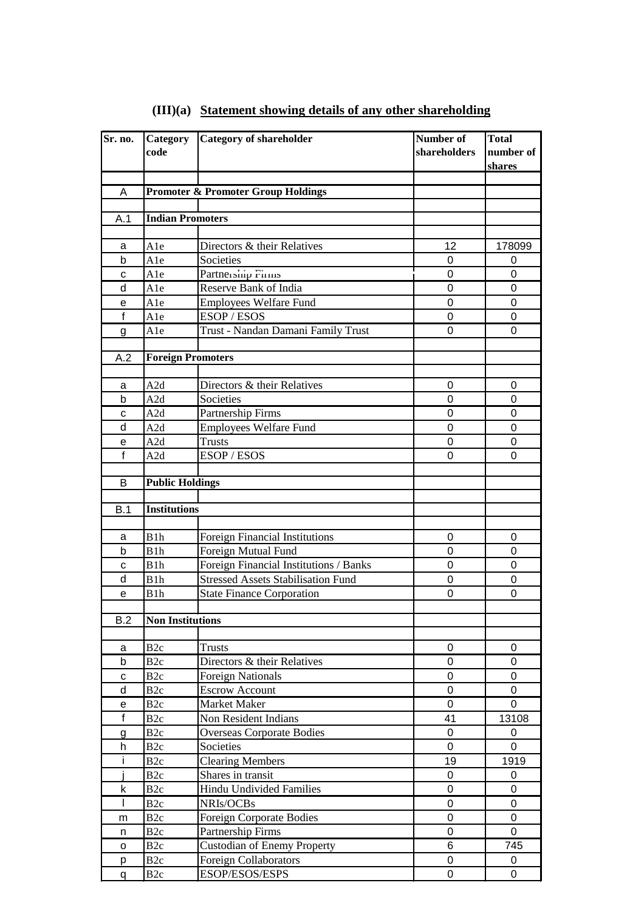## (III)(a) Statement showing details of any other shareholding

| Sr. no. | Category code | Category of shareholder | Number of shareholders | Total number of shares |
|---|---|---|---|---|
| | | | | |
| A | **Promoter & Promoter Group Holdings** | | | |
| | | | | |
| A.1 | **Indian Promoters** | | | |
| | | | | |
| a | A1e | Directors & their Relatives | 12 | 178099 |
| b | A1e | Societies | 0 | 0 |
| c | A1e | Partnership Firms | 0 | 0 |
| d | A1e | Reserve Bank of India | 0 | 0 |
| e | A1e | Employees Welfare Fund | 0 | 0 |
| f | A1e | ESOP / ESOS | 0 | 0 |
| g | A1e | Trust - Nandan Damani Family Trust | 0 | 0 |
| | | | | |
| A.2 | **Foreign Promoters** | | | |
| | | | | |
| a | A2d | Directors & their Relatives | 0 | 0 |
| b | A2d | Societies | 0 | 0 |
| c | A2d | Partnership Firms | 0 | 0 |
| d | A2d | Employees Welfare Fund | 0 | 0 |
| e | A2d | Trusts | 0 | 0 |
| f | A2d | ESOP / ESOS | 0 | 0 |
| | | | | |
| B | **Public Holdings** | | | |
| | | | | |
| B.1 | **Institutions** | | | |
| | | | | |
| a | B1h | Foreign Financial Institutions | 0 | 0 |
| b | B1h | Foreign Mutual Fund | 0 | 0 |
| c | B1h | Foreign Financial Institutions / Banks | 0 | 0 |
| d | B1h | Stressed Assets Stabilisation Fund | 0 | 0 |
| e | B1h | State Finance Corporation | 0 | 0 |
| | | | | |
| B.2 | **Non Institutions** | | | |
| | | | | |
| a | B2c | Trusts | 0 | 0 |
| b | B2c | Directors & their Relatives | 0 | 0 |
| c | B2c | Foreign Nationals | 0 | 0 |
| d | B2c | Escrow Account | 0 | 0 |
| e | B2c | Market Maker | 0 | 0 |
| f | B2c | Non Resident Indians | 41 | 13108 |
| g | B2c | Overseas Corporate Bodies | 0 | 0 |
| h | B2c | Societies | 0 | 0 |
| i | B2c | Clearing Members | 19 | 1919 |
| j | B2c | Shares in transit | 0 | 0 |
| k | B2c | Hindu Undivided Families | 0 | 0 |
| l | B2c | NRIs/OCBs | 0 | 0 |
| m | B2c | Foreign Corporate Bodies | 0 | 0 |
| n | B2c | Partnership Firms | 0 | 0 |
| o | B2c | Custodian of Enemy Property | 6 | 745 |
| p | B2c | Foreign Collaborators | 0 | 0 |
| q | B2c | ESOP/ESOS/ESPS | 0 | 0 |